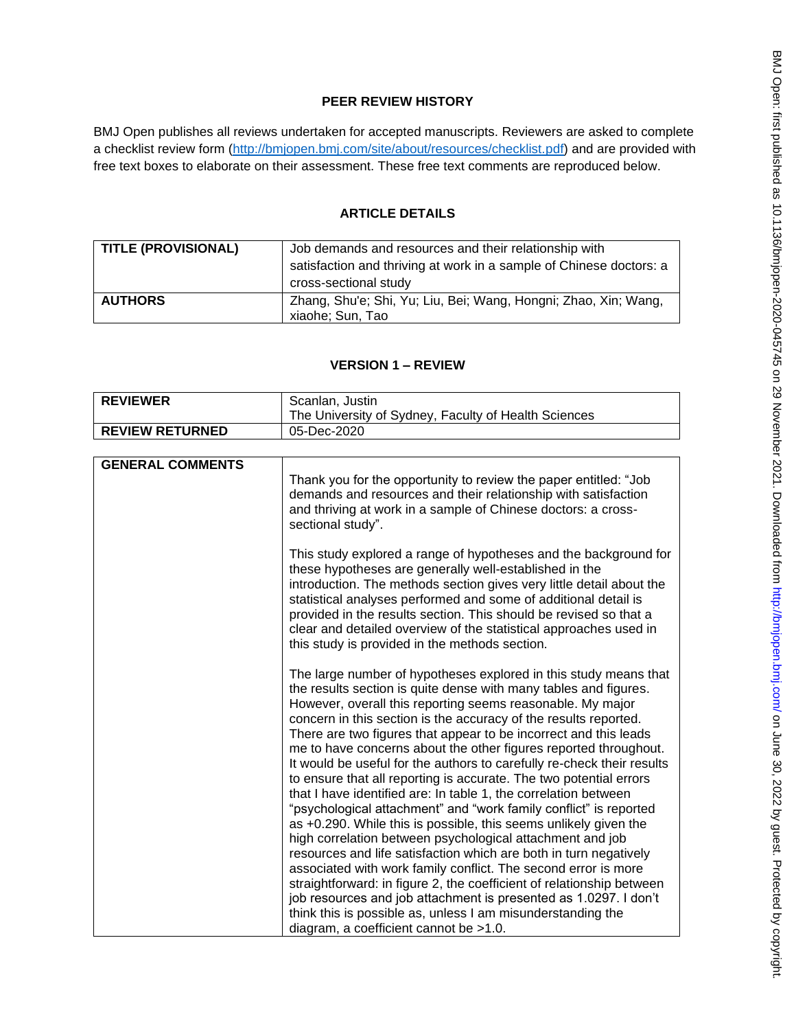# PEER REVIEW HISTORY

BMJ Open publishes all reviews undertaken for accepted manuscripts. Reviewers are asked to complete a checklist review form (http://bmjopen.bmj.com/site/about/resources/checklist.pdf) and are provided with free text boxes to elaborate on their assessment. These free text comments are reproduced below.

## ARTICLE DETAILS

| TITLE (PROVISIONAL) | Job demands and resources and their relationship with satisfaction and thriving at work in a sample of Chinese doctors: a cross-sectional study |
|---|---|
| AUTHORS | Zhang, Shu'e; Shi, Yu; Liu, Bei; Wang, Hongni; Zhao, Xin; Wang, xiaohe; Sun, Tao |

## VERSION 1 – REVIEW

| REVIEWER | Scanlan, Justin<br>The University of Sydney, Faculty of Health Sciences |
|---|---|
| REVIEW RETURNED | 05-Dec-2020 |

| GENERAL COMMENTS | Thank you for the opportunity to review the paper entitled: "Job demands and resources and their relationship with satisfaction and thriving at work in a sample of Chinese doctors: a cross-sectional study".<br><br>This study explored a range of hypotheses and the background for these hypotheses are generally well-established in the introduction. The methods section gives very little detail about the statistical analyses performed and some of additional detail is provided in the results section. This should be revised so that a clear and detailed overview of the statistical approaches used in this study is provided in the methods section.<br><br>The large number of hypotheses explored in this study means that the results section is quite dense with many tables and figures. However, overall this reporting seems reasonable. My major concern in this section is the accuracy of the results reported. There are two figures that appear to be incorrect and this leads me to have concerns about the other figures reported throughout. It would be useful for the authors to carefully re-check their results to ensure that all reporting is accurate. The two potential errors that I have identified are: In table 1, the correlation between "psychological attachment" and "work family conflict" is reported as +0.290. While this is possible, this seems unlikely given the high correlation between psychological attachment and job resources and life satisfaction which are both in turn negatively associated with work family conflict. The second error is more straightforward: in figure 2, the coefficient of relationship between job resources and job attachment is presented as 1.0297. I don't think this is possible as, unless I am misunderstanding the diagram, a coefficient cannot be >1.0. |
|---|---|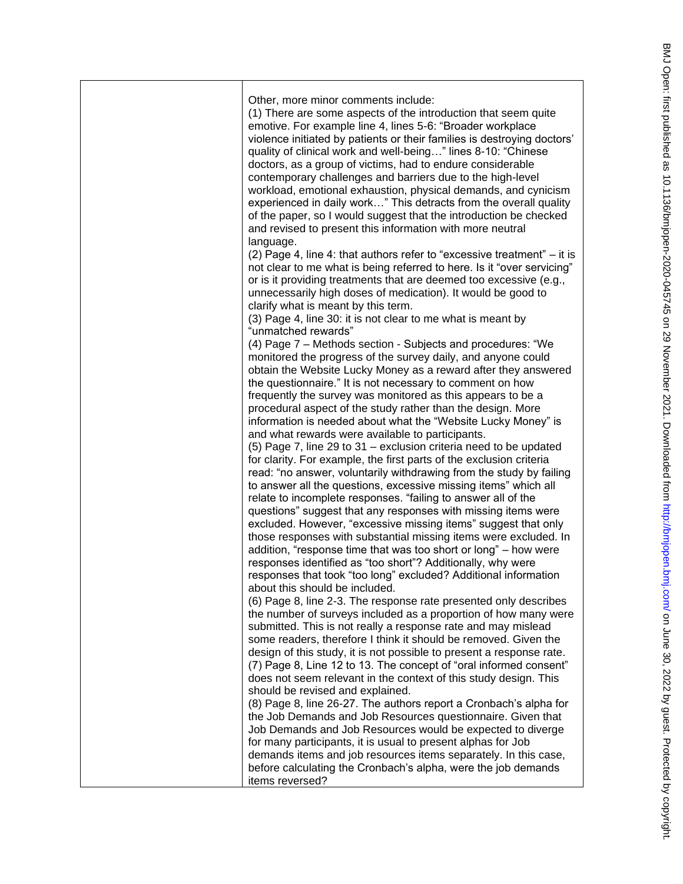Other, more minor comments include:

(1) There are some aspects of the introduction that seem quite emotive. For example line 4, lines 5-6: "Broader workplace violence initiated by patients or their families is destroying doctors' quality of clinical work and well-being…" lines 8-10: "Chinese doctors, as a group of victims, had to endure considerable contemporary challenges and barriers due to the high-level workload, emotional exhaustion, physical demands, and cynicism experienced in daily work…" This detracts from the overall quality of the paper, so I would suggest that the introduction be checked and revised to present this information with more neutral language.

(2) Page 4, line 4: that authors refer to "excessive treatment" – it is not clear to me what is being referred to here. Is it "over servicing" or is it providing treatments that are deemed too excessive (e.g., unnecessarily high doses of medication). It would be good to clarify what is meant by this term.

(3) Page 4, line 30: it is not clear to me what is meant by "unmatched rewards"

(4) Page 7 – Methods section - Subjects and procedures: "We monitored the progress of the survey daily, and anyone could obtain the Website Lucky Money as a reward after they answered the questionnaire." It is not necessary to comment on how frequently the survey was monitored as this appears to be a procedural aspect of the study rather than the design. More information is needed about what the "Website Lucky Money" is and what rewards were available to participants.

(5) Page 7, line 29 to 31 – exclusion criteria need to be updated for clarity. For example, the first parts of the exclusion criteria read: "no answer, voluntarily withdrawing from the study by failing to answer all the questions, excessive missing items" which all relate to incomplete responses. "failing to answer all of the questions" suggest that any responses with missing items were excluded. However, "excessive missing items" suggest that only those responses with substantial missing items were excluded. In addition, "response time that was too short or long" – how were responses identified as "too short"? Additionally, why were responses that took "too long" excluded? Additional information about this should be included.

(6) Page 8, line 2-3. The response rate presented only describes the number of surveys included as a proportion of how many were submitted. This is not really a response rate and may mislead some readers, therefore I think it should be removed. Given the design of this study, it is not possible to present a response rate.

(7) Page 8, Line 12 to 13. The concept of "oral informed consent" does not seem relevant in the context of this study design. This should be revised and explained.

(8) Page 8, line 26-27. The authors report a Cronbach's alpha for the Job Demands and Job Resources questionnaire. Given that Job Demands and Job Resources would be expected to diverge for many participants, it is usual to present alphas for Job demands items and job resources items separately. In this case, before calculating the Cronbach's alpha, were the job demands items reversed?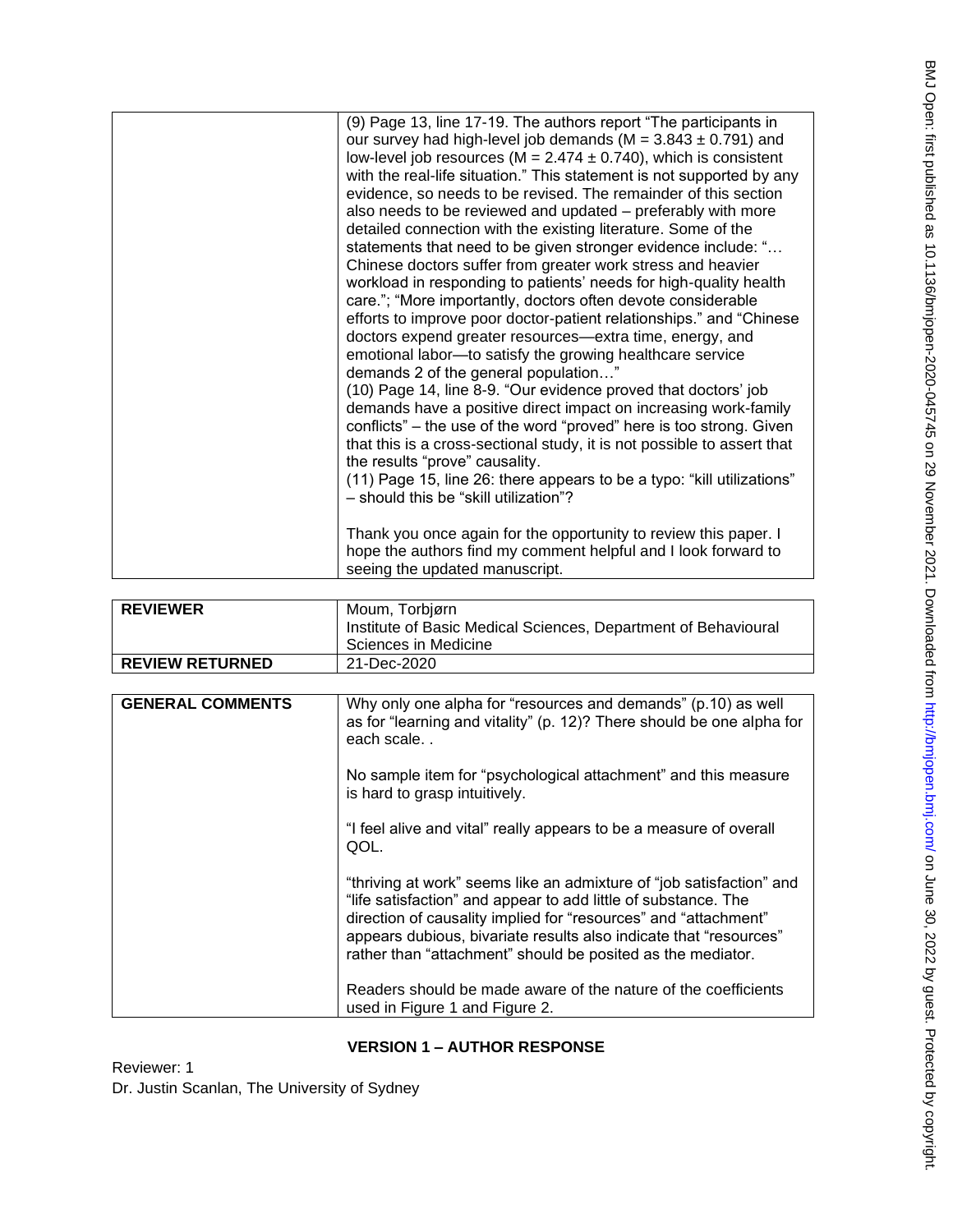| | |
|---|---|
| | (9) Page 13, line 17-19. The authors report "The participants in our survey had high-level job demands ($M = 3.843 \pm 0.791$) and low-level job resources ($M = 2.474 \pm 0.740$), which is consistent with the real-life situation." This statement is not supported by any evidence, so needs to be revised. The remainder of this section also needs to be reviewed and updated – preferably with more detailed connection with the existing literature. Some of the statements that need to be given stronger evidence include: "… Chinese doctors suffer from greater work stress and heavier workload in responding to patients' needs for high-quality health care."; "More importantly, doctors often devote considerable efforts to improve poor doctor-patient relationships." and "Chinese doctors expend greater resources—extra time, energy, and emotional labor—to satisfy the growing healthcare service demands 2 of the general population…"<br>(10) Page 14, line 8-9. "Our evidence proved that doctors' job demands have a positive direct impact on increasing work-family conflicts" – the use of the word "proved" here is too strong. Given that this is a cross-sectional study, it is not possible to assert that the results "prove" causality.<br>(11) Page 15, line 26: there appears to be a typo: "kill utilizations" – should this be "skill utilization"?<br><br>Thank you once again for the opportunity to review this paper. I hope the authors find my comment helpful and I look forward to seeing the updated manuscript. |

| | |
|---|---|
| **REVIEWER** | Moum, Torbjørn<br>Institute of Basic Medical Sciences, Department of Behavioural Sciences in Medicine |
| **REVIEW RETURNED** | 21-Dec-2020 |

| | |
|---|---|
| **GENERAL COMMENTS** | Why only one alpha for "resources and demands" (p.10) as well as for "learning and vitality" (p. 12)? There should be one alpha for each scale. .<br><br>No sample item for "psychological attachment" and this measure is hard to grasp intuitively.<br><br>"I feel alive and vital" really appears to be a measure of overall QOL.<br><br>"thriving at work" seems like an admixture of "job satisfaction" and "life satisfaction" and appear to add little of substance. The direction of causality implied for "resources" and "attachment" appears dubious, bivariate results also indicate that "resources" rather than "attachment" should be posited as the mediator.<br><br>Readers should be made aware of the nature of the coefficients used in Figure 1 and Figure 2. |

## VERSION 1 – AUTHOR RESPONSE

Reviewer: 1
Dr. Justin Scanlan, The University of Sydney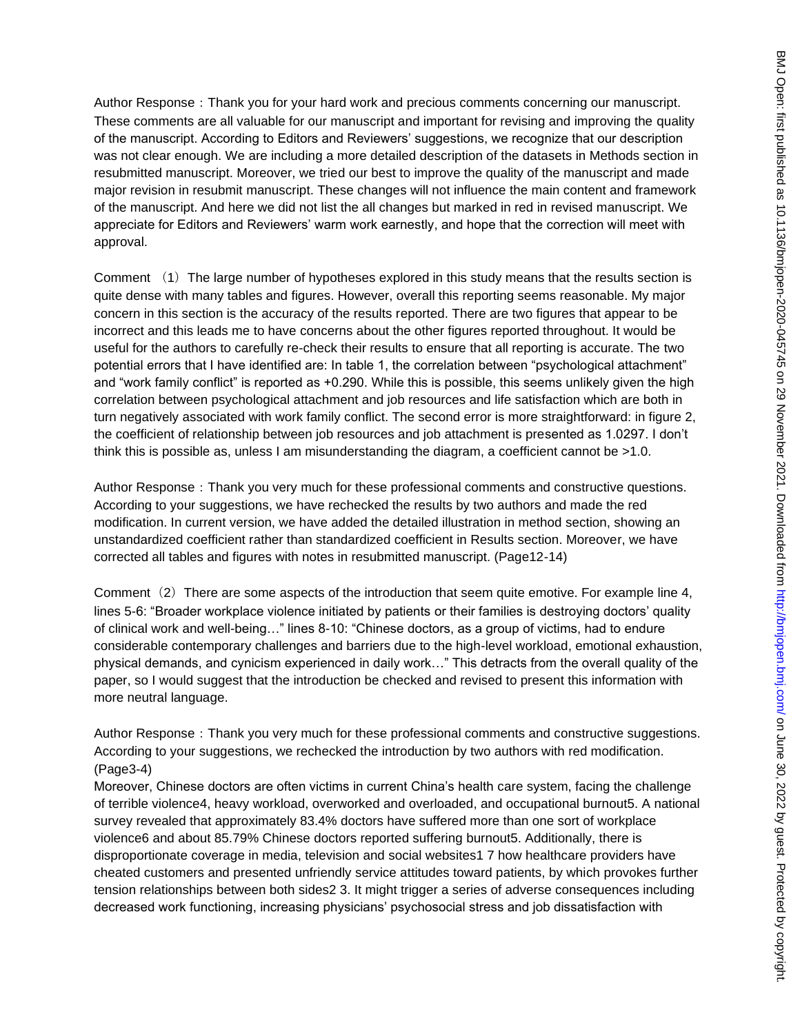Author Response：Thank you for your hard work and precious comments concerning our manuscript. These comments are all valuable for our manuscript and important for revising and improving the quality of the manuscript. According to Editors and Reviewers' suggestions, we recognize that our description was not clear enough. We are including a more detailed description of the datasets in Methods section in resubmitted manuscript. Moreover, we tried our best to improve the quality of the manuscript and made major revision in resubmit manuscript. These changes will not influence the main content and framework of the manuscript. And here we did not list the all changes but marked in red in revised manuscript. We appreciate for Editors and Reviewers' warm work earnestly, and hope that the correction will meet with approval.

Comment （1）The large number of hypotheses explored in this study means that the results section is quite dense with many tables and figures. However, overall this reporting seems reasonable. My major concern in this section is the accuracy of the results reported. There are two figures that appear to be incorrect and this leads me to have concerns about the other figures reported throughout. It would be useful for the authors to carefully re-check their results to ensure that all reporting is accurate. The two potential errors that I have identified are: In table 1, the correlation between "psychological attachment" and "work family conflict" is reported as +0.290. While this is possible, this seems unlikely given the high correlation between psychological attachment and job resources and life satisfaction which are both in turn negatively associated with work family conflict. The second error is more straightforward: in figure 2, the coefficient of relationship between job resources and job attachment is presented as 1.0297. I don't think this is possible as, unless I am misunderstanding the diagram, a coefficient cannot be >1.0.

Author Response：Thank you very much for these professional comments and constructive questions. According to your suggestions, we have rechecked the results by two authors and made the red modification. In current version, we have added the detailed illustration in method section, showing an unstandardized coefficient rather than standardized coefficient in Results section. Moreover, we have corrected all tables and figures with notes in resubmitted manuscript. (Page12-14)

Comment（2）There are some aspects of the introduction that seem quite emotive. For example line 4, lines 5-6: "Broader workplace violence initiated by patients or their families is destroying doctors' quality of clinical work and well-being…" lines 8-10: "Chinese doctors, as a group of victims, had to endure considerable contemporary challenges and barriers due to the high-level workload, emotional exhaustion, physical demands, and cynicism experienced in daily work…" This detracts from the overall quality of the paper, so I would suggest that the introduction be checked and revised to present this information with more neutral language.

Author Response：Thank you very much for these professional comments and constructive suggestions. According to your suggestions, we rechecked the introduction by two authors with red modification. (Page3-4)

Moreover, Chinese doctors are often victims in current China's health care system, facing the challenge of terrible violence[4], heavy workload, overworked and overloaded, and occupational burnout[5]. A national survey revealed that approximately 83.4% doctors have suffered more than one sort of workplace violence[6] and about 85.79% Chinese doctors reported suffering burnout[5]. Additionally, there is disproportionate coverage in media, television and social websites[1 7] how healthcare providers have cheated customers and presented unfriendly service attitudes toward patients, by which provokes further tension relationships between both sides[2 3]. It might trigger a series of adverse consequences including decreased work functioning, increasing physicians' psychosocial stress and job dissatisfaction with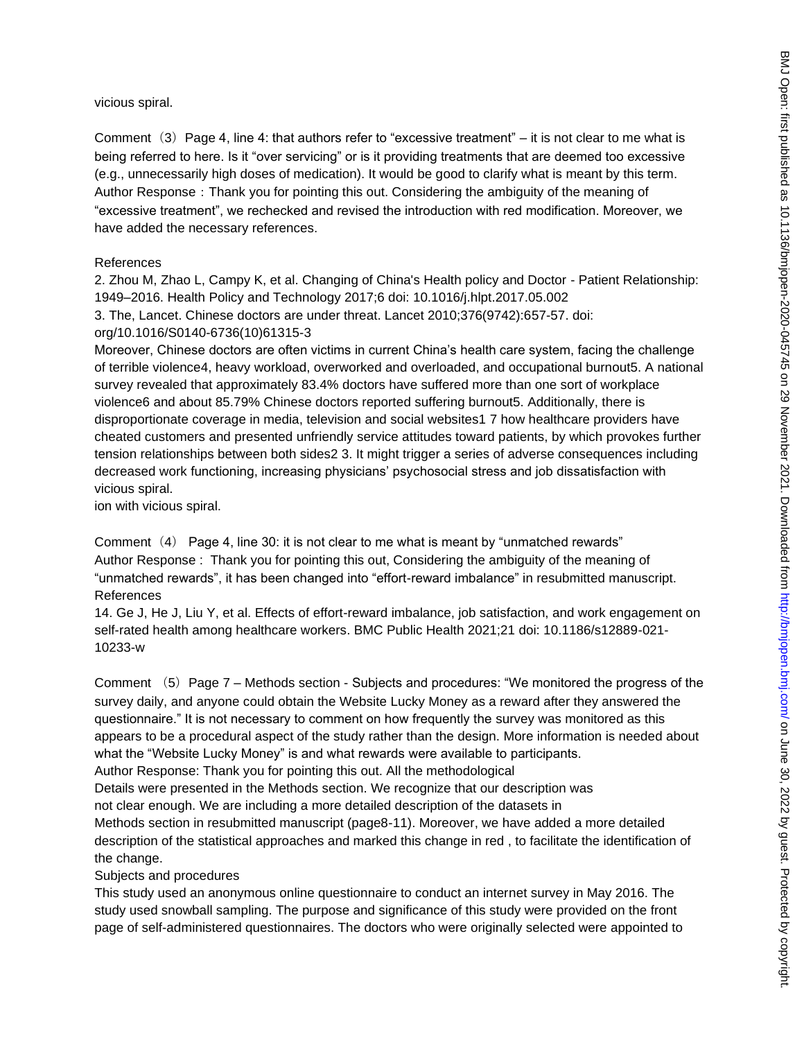vicious spiral.

Comment（3）Page 4, line 4: that authors refer to “excessive treatment” – it is not clear to me what is being referred to here. Is it “over servicing” or is it providing treatments that are deemed too excessive (e.g., unnecessarily high doses of medication). It would be good to clarify what is meant by this term.
Author Response：Thank you for pointing this out. Considering the ambiguity of the meaning of “excessive treatment”, we rechecked and revised the introduction with red modification. Moreover, we have added the necessary references.

References
2. Zhou M, Zhao L, Campy K, et al. Changing of China's Health policy and Doctor - Patient Relationship: 1949–2016. Health Policy and Technology 2017;6 doi: 10.1016/j.hlpt.2017.05.002
3. The, Lancet. Chinese doctors are under threat. Lancet 2010;376(9742):657-57. doi: org/10.1016/S0140-6736(10)61315-3
Moreover, Chinese doctors are often victims in current China’s health care system, facing the challenge of terrible violence4, heavy workload, overworked and overloaded, and occupational burnout5. A national survey revealed that approximately 83.4% doctors have suffered more than one sort of workplace violence6 and about 85.79% Chinese doctors reported suffering burnout5. Additionally, there is disproportionate coverage in media, television and social websites1 7 how healthcare providers have cheated customers and presented unfriendly service attitudes toward patients, by which provokes further tension relationships between both sides2 3. It might trigger a series of adverse consequences including decreased work functioning, increasing physicians’ psychosocial stress and job dissatisfaction with vicious spiral.
ion with vicious spiral.

Comment（4） Page 4, line 30: it is not clear to me what is meant by “unmatched rewards”
Author Response： Thank you for pointing this out, Considering the ambiguity of the meaning of “unmatched rewards”, it has been changed into “effort-reward imbalance” in resubmitted manuscript.
References
14. Ge J, He J, Liu Y, et al. Effects of effort-reward imbalance, job satisfaction, and work engagement on self-rated health among healthcare workers. BMC Public Health 2021;21 doi: 10.1186/s12889-021-10233-w

Comment （5）Page 7 – Methods section - Subjects and procedures: “We monitored the progress of the survey daily, and anyone could obtain the Website Lucky Money as a reward after they answered the questionnaire.” It is not necessary to comment on how frequently the survey was monitored as this appears to be a procedural aspect of the study rather than the design. More information is needed about what the “Website Lucky Money” is and what rewards were available to participants.
Author Response: Thank you for pointing this out. All the methodological
Details were presented in the Methods section. We recognize that our description was
not clear enough. We are including a more detailed description of the datasets in
Methods section in resubmitted manuscript (page8-11). Moreover, we have added a more detailed description of the statistical approaches and marked this change in red , to facilitate the identification of the change.
Subjects and procedures
This study used an anonymous online questionnaire to conduct an internet survey in May 2016. The study used snowball sampling. The purpose and significance of this study were provided on the front page of self-administered questionnaires. The doctors who were originally selected were appointed to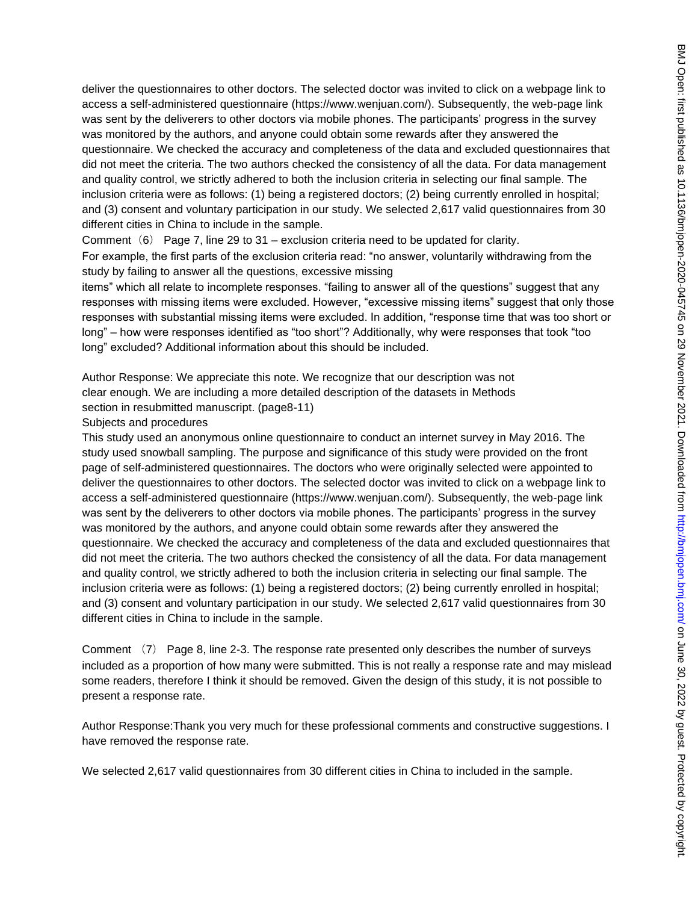deliver the questionnaires to other doctors. The selected doctor was invited to click on a webpage link to access a self-administered questionnaire (https://www.wenjuan.com/). Subsequently, the web-page link was sent by the deliverers to other doctors via mobile phones. The participants' progress in the survey was monitored by the authors, and anyone could obtain some rewards after they answered the questionnaire. We checked the accuracy and completeness of the data and excluded questionnaires that did not meet the criteria. The two authors checked the consistency of all the data. For data management and quality control, we strictly adhered to both the inclusion criteria in selecting our final sample. The inclusion criteria were as follows: (1) being a registered doctors; (2) being currently enrolled in hospital; and (3) consent and voluntary participation in our study. We selected 2,617 valid questionnaires from 30 different cities in China to include in the sample.

Comment（6） Page 7, line 29 to 31 – exclusion criteria need to be updated for clarity.

For example, the first parts of the exclusion criteria read: "no answer, voluntarily withdrawing from the study by failing to answer all the questions, excessive missing items" which all relate to incomplete responses. "failing to answer all of the questions" suggest that any responses with missing items were excluded. However, "excessive missing items" suggest that only those responses with substantial missing items were excluded. In addition, "response time that was too short or long" – how were responses identified as "too short"? Additionally, why were responses that took "too long" excluded? Additional information about this should be included.

Author Response: We appreciate this note. We recognize that our description was not clear enough. We are including a more detailed description of the datasets in Methods section in resubmitted manuscript. (page8-11)

Subjects and procedures

This study used an anonymous online questionnaire to conduct an internet survey in May 2016. The study used snowball sampling. The purpose and significance of this study were provided on the front page of self-administered questionnaires. The doctors who were originally selected were appointed to deliver the questionnaires to other doctors. The selected doctor was invited to click on a webpage link to access a self-administered questionnaire (https://www.wenjuan.com/). Subsequently, the web-page link was sent by the deliverers to other doctors via mobile phones. The participants' progress in the survey was monitored by the authors, and anyone could obtain some rewards after they answered the questionnaire. We checked the accuracy and completeness of the data and excluded questionnaires that did not meet the criteria. The two authors checked the consistency of all the data. For data management and quality control, we strictly adhered to both the inclusion criteria in selecting our final sample. The inclusion criteria were as follows: (1) being a registered doctors; (2) being currently enrolled in hospital; and (3) consent and voluntary participation in our study. We selected 2,617 valid questionnaires from 30 different cities in China to include in the sample.

Comment （7） Page 8, line 2-3. The response rate presented only describes the number of surveys included as a proportion of how many were submitted. This is not really a response rate and may mislead some readers, therefore I think it should be removed. Given the design of this study, it is not possible to present a response rate.

Author Response:Thank you very much for these professional comments and constructive suggestions. I have removed the response rate.

We selected 2,617 valid questionnaires from 30 different cities in China to included in the sample.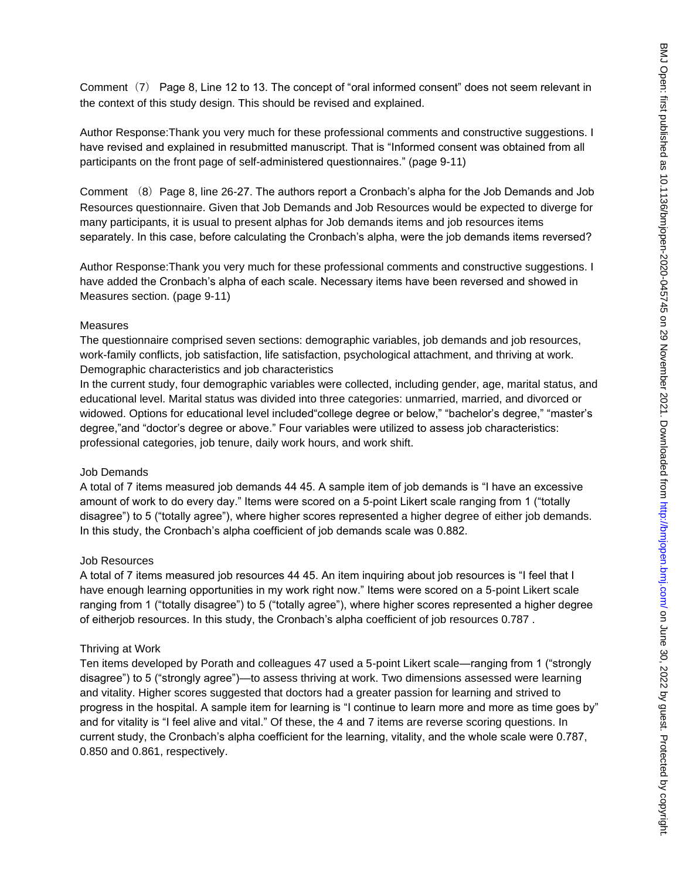Comment（7） Page 8, Line 12 to 13. The concept of "oral informed consent" does not seem relevant in the context of this study design. This should be revised and explained.

Author Response:Thank you very much for these professional comments and constructive suggestions. I have revised and explained in resubmitted manuscript. That is "Informed consent was obtained from all participants on the front page of self-administered questionnaires." (page 9-11)

Comment （8）Page 8, line 26-27. The authors report a Cronbach's alpha for the Job Demands and Job Resources questionnaire. Given that Job Demands and Job Resources would be expected to diverge for many participants, it is usual to present alphas for Job demands items and job resources items separately. In this case, before calculating the Cronbach's alpha, were the job demands items reversed?

Author Response:Thank you very much for these professional comments and constructive suggestions. I have added the Cronbach's alpha of each scale. Necessary items have been reversed and showed in Measures section. (page 9-11)

Measures

The questionnaire comprised seven sections: demographic variables, job demands and job resources, work-family conflicts, job satisfaction, life satisfaction, psychological attachment, and thriving at work.

Demographic characteristics and job characteristics

In the current study, four demographic variables were collected, including gender, age, marital status, and educational level. Marital status was divided into three categories: unmarried, married, and divorced or widowed. Options for educational level included"college degree or below," "bachelor's degree," "master's degree,"and "doctor's degree or above." Four variables were utilized to assess job characteristics: professional categories, job tenure, daily work hours, and work shift.

Job Demands

A total of 7 items measured job demands 44 45. A sample item of job demands is "I have an excessive amount of work to do every day." Items were scored on a 5-point Likert scale ranging from 1 ("totally disagree") to 5 ("totally agree"), where higher scores represented a higher degree of either job demands. In this study, the Cronbach's alpha coefficient of job demands scale was 0.882.

Job Resources

A total of 7 items measured job resources 44 45. An item inquiring about job resources is "I feel that I have enough learning opportunities in my work right now." Items were scored on a 5-point Likert scale ranging from 1 ("totally disagree") to 5 ("totally agree"), where higher scores represented a higher degree of eitherjob resources. In this study, the Cronbach's alpha coefficient of job resources 0.787 .

Thriving at Work

Ten items developed by Porath and colleagues 47 used a 5-point Likert scale—ranging from 1 ("strongly disagree") to 5 ("strongly agree")—to assess thriving at work. Two dimensions assessed were learning and vitality. Higher scores suggested that doctors had a greater passion for learning and strived to progress in the hospital. A sample item for learning is "I continue to learn more and more as time goes by" and for vitality is "I feel alive and vital." Of these, the 4 and 7 items are reverse scoring questions. In current study, the Cronbach's alpha coefficient for the learning, vitality, and the whole scale were 0.787, 0.850 and 0.861, respectively.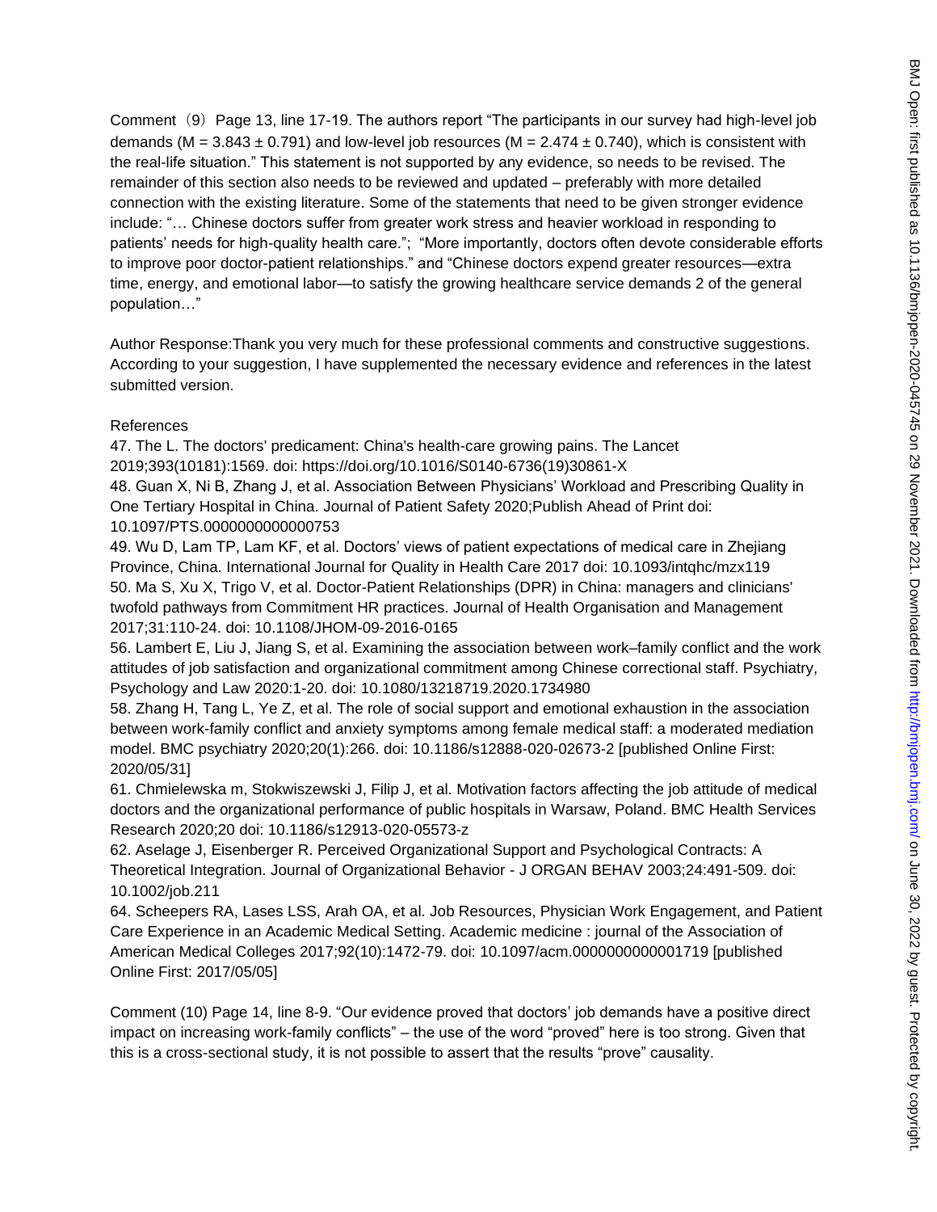Comment（9）Page 13, line 17-19. The authors report "The participants in our survey had high-level job demands (M = 3.843 ± 0.791) and low-level job resources (M = 2.474 ± 0.740), which is consistent with the real-life situation." This statement is not supported by any evidence, so needs to be revised. The remainder of this section also needs to be reviewed and updated – preferably with more detailed connection with the existing literature. Some of the statements that need to be given stronger evidence include: "… Chinese doctors suffer from greater work stress and heavier workload in responding to patients' needs for high-quality health care."; "More importantly, doctors often devote considerable efforts to improve poor doctor-patient relationships." and "Chinese doctors expend greater resources—extra time, energy, and emotional labor—to satisfy the growing healthcare service demands 2 of the general population…"

Author Response:Thank you very much for these professional comments and constructive suggestions. According to your suggestion, I have supplemented the necessary evidence and references in the latest submitted version.

References

47. The L. The doctors' predicament: China's health-care growing pains. The Lancet 2019;393(10181):1569. doi: https://doi.org/10.1016/S0140-6736(19)30861-X
48. Guan X, Ni B, Zhang J, et al. Association Between Physicians' Workload and Prescribing Quality in One Tertiary Hospital in China. Journal of Patient Safety 2020;Publish Ahead of Print doi: 10.1097/PTS.0000000000000753
49. Wu D, Lam TP, Lam KF, et al. Doctors' views of patient expectations of medical care in Zhejiang Province, China. International Journal for Quality in Health Care 2017 doi: 10.1093/intqhc/mzx119
50. Ma S, Xu X, Trigo V, et al. Doctor-Patient Relationships (DPR) in China: managers and clinicians' twofold pathways from Commitment HR practices. Journal of Health Organisation and Management 2017;31:110-24. doi: 10.1108/JHOM-09-2016-0165
56. Lambert E, Liu J, Jiang S, et al. Examining the association between work–family conflict and the work attitudes of job satisfaction and organizational commitment among Chinese correctional staff. Psychiatry, Psychology and Law 2020:1-20. doi: 10.1080/13218719.2020.1734980
58. Zhang H, Tang L, Ye Z, et al. The role of social support and emotional exhaustion in the association between work-family conflict and anxiety symptoms among female medical staff: a moderated mediation model. BMC psychiatry 2020;20(1):266. doi: 10.1186/s12888-020-02673-2 [published Online First: 2020/05/31]
61. Chmielewska m, Stokwiszewski J, Filip J, et al. Motivation factors affecting the job attitude of medical doctors and the organizational performance of public hospitals in Warsaw, Poland. BMC Health Services Research 2020;20 doi: 10.1186/s12913-020-05573-z
62. Aselage J, Eisenberger R. Perceived Organizational Support and Psychological Contracts: A Theoretical Integration. Journal of Organizational Behavior - J ORGAN BEHAV 2003;24:491-509. doi: 10.1002/job.211
64. Scheepers RA, Lases LSS, Arah OA, et al. Job Resources, Physician Work Engagement, and Patient Care Experience in an Academic Medical Setting. Academic medicine : journal of the Association of American Medical Colleges 2017;92(10):1472-79. doi: 10.1097/acm.0000000000001719 [published Online First: 2017/05/05]

Comment (10) Page 14, line 8-9. "Our evidence proved that doctors' job demands have a positive direct impact on increasing work-family conflicts" – the use of the word "proved" here is too strong. Given that this is a cross-sectional study, it is not possible to assert that the results "prove" causality.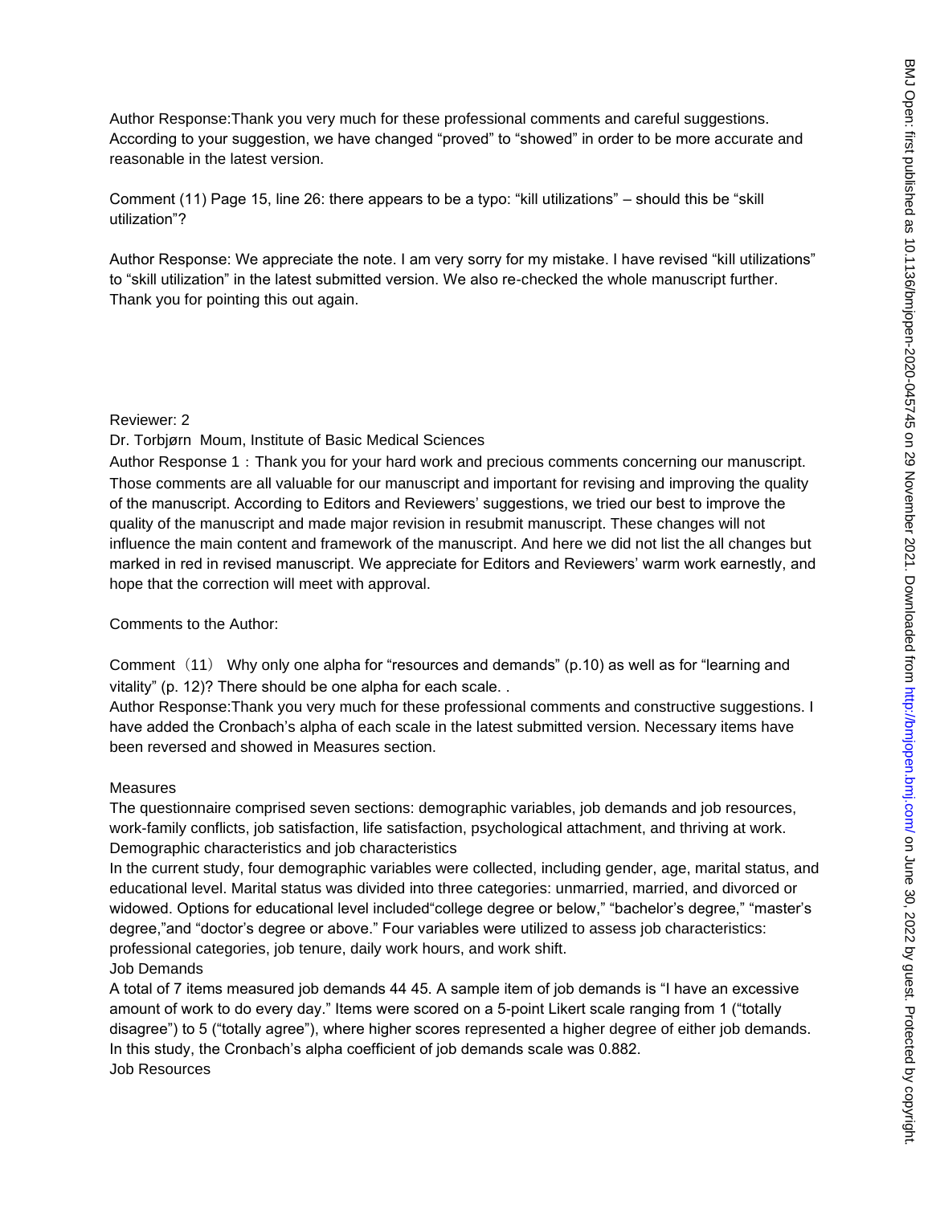Author Response:Thank you very much for these professional comments and careful suggestions. According to your suggestion, we have changed "proved" to "showed" in order to be more accurate and reasonable in the latest version.

Comment (11) Page 15, line 26: there appears to be a typo: "kill utilizations" – should this be "skill utilization"?

Author Response: We appreciate the note. I am very sorry for my mistake. I have revised "kill utilizations" to "skill utilization" in the latest submitted version. We also re-checked the whole manuscript further. Thank you for pointing this out again.

Reviewer: 2

Dr. Torbjørn Moum, Institute of Basic Medical Sciences

Author Response 1：Thank you for your hard work and precious comments concerning our manuscript. Those comments are all valuable for our manuscript and important for revising and improving the quality of the manuscript. According to Editors and Reviewers' suggestions, we tried our best to improve the quality of the manuscript and made major revision in resubmit manuscript. These changes will not influence the main content and framework of the manuscript. And here we did not list the all changes but marked in red in revised manuscript. We appreciate for Editors and Reviewers' warm work earnestly, and hope that the correction will meet with approval.

Comments to the Author:

Comment（11） Why only one alpha for "resources and demands" (p.10) as well as for "learning and vitality" (p. 12)? There should be one alpha for each scale. .

Author Response:Thank you very much for these professional comments and constructive suggestions. I have added the Cronbach's alpha of each scale in the latest submitted version. Necessary items have been reversed and showed in Measures section.

Measures

The questionnaire comprised seven sections: demographic variables, job demands and job resources, work-family conflicts, job satisfaction, life satisfaction, psychological attachment, and thriving at work.

Demographic characteristics and job characteristics

In the current study, four demographic variables were collected, including gender, age, marital status, and educational level. Marital status was divided into three categories: unmarried, married, and divorced or widowed. Options for educational level included"college degree or below," "bachelor's degree," "master's degree,"and "doctor's degree or above." Four variables were utilized to assess job characteristics: professional categories, job tenure, daily work hours, and work shift.

Job Demands

A total of 7 items measured job demands 44 45. A sample item of job demands is "I have an excessive amount of work to do every day." Items were scored on a 5-point Likert scale ranging from 1 ("totally disagree") to 5 ("totally agree"), where higher scores represented a higher degree of either job demands. In this study, the Cronbach's alpha coefficient of job demands scale was 0.882.

Job Resources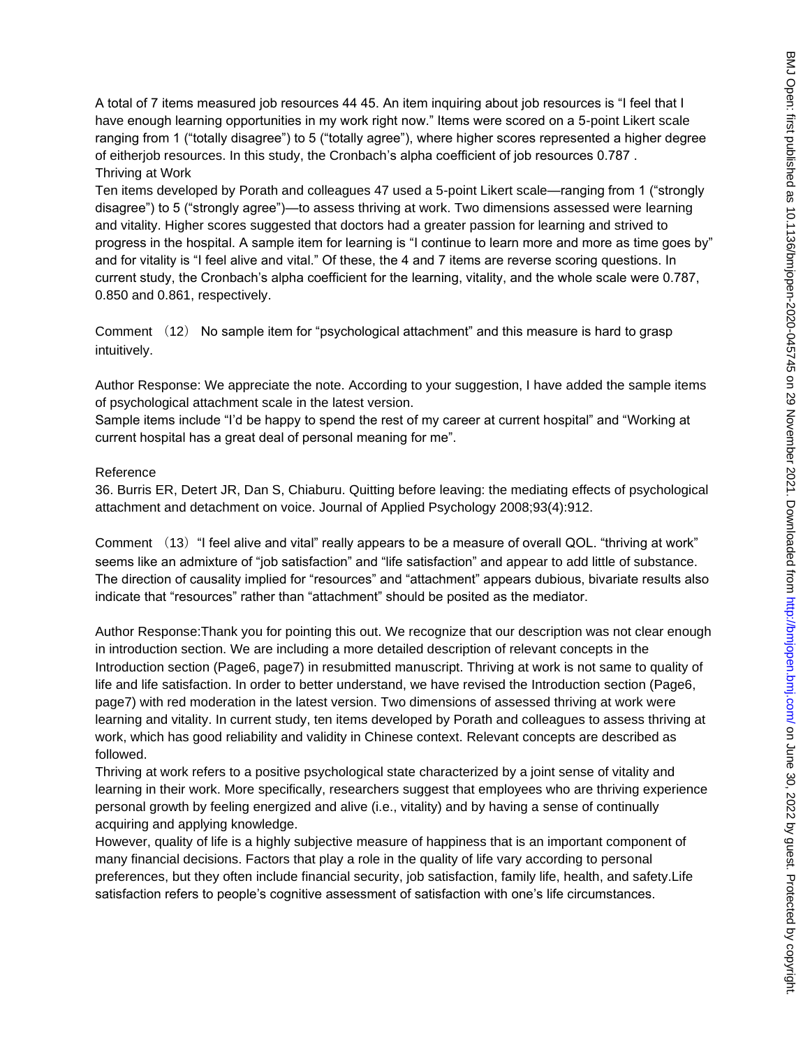A total of 7 items measured job resources 44 45. An item inquiring about job resources is "I feel that I have enough learning opportunities in my work right now." Items were scored on a 5-point Likert scale ranging from 1 ("totally disagree") to 5 ("totally agree"), where higher scores represented a higher degree of eitherjob resources. In this study, the Cronbach's alpha coefficient of job resources 0.787 .

Thriving at Work

Ten items developed by Porath and colleagues 47 used a 5-point Likert scale—ranging from 1 ("strongly disagree") to 5 ("strongly agree")—to assess thriving at work. Two dimensions assessed were learning and vitality. Higher scores suggested that doctors had a greater passion for learning and strived to progress in the hospital. A sample item for learning is "I continue to learn more and more as time goes by" and for vitality is "I feel alive and vital." Of these, the 4 and 7 items are reverse scoring questions. In current study, the Cronbach's alpha coefficient for the learning, vitality, and the whole scale were 0.787, 0.850 and 0.861, respectively.

Comment （12） No sample item for "psychological attachment" and this measure is hard to grasp intuitively.

Author Response: We appreciate the note. According to your suggestion, I have added the sample items of psychological attachment scale in the latest version.

Sample items include "I'd be happy to spend the rest of my career at current hospital" and "Working at current hospital has a great deal of personal meaning for me".

Reference

36. Burris ER, Detert JR, Dan S, Chiaburu. Quitting before leaving: the mediating effects of psychological attachment and detachment on voice. Journal of Applied Psychology 2008;93(4):912.

Comment （13）"I feel alive and vital" really appears to be a measure of overall QOL. "thriving at work" seems like an admixture of "job satisfaction" and "life satisfaction" and appear to add little of substance. The direction of causality implied for "resources" and "attachment" appears dubious, bivariate results also indicate that "resources" rather than "attachment" should be posited as the mediator.

Author Response:Thank you for pointing this out. We recognize that our description was not clear enough in introduction section. We are including a more detailed description of relevant concepts in the Introduction section (Page6, page7) in resubmitted manuscript. Thriving at work is not same to quality of life and life satisfaction. In order to better understand, we have revised the Introduction section (Page6, page7) with red moderation in the latest version. Two dimensions of assessed thriving at work were learning and vitality. In current study, ten items developed by Porath and colleagues to assess thriving at work, which has good reliability and validity in Chinese context. Relevant concepts are described as followed.

Thriving at work refers to a positive psychological state characterized by a joint sense of vitality and learning in their work. More specifically, researchers suggest that employees who are thriving experience personal growth by feeling energized and alive (i.e., vitality) and by having a sense of continually acquiring and applying knowledge.

However, quality of life is a highly subjective measure of happiness that is an important component of many financial decisions. Factors that play a role in the quality of life vary according to personal preferences, but they often include financial security, job satisfaction, family life, health, and safety.Life satisfaction refers to people's cognitive assessment of satisfaction with one's life circumstances.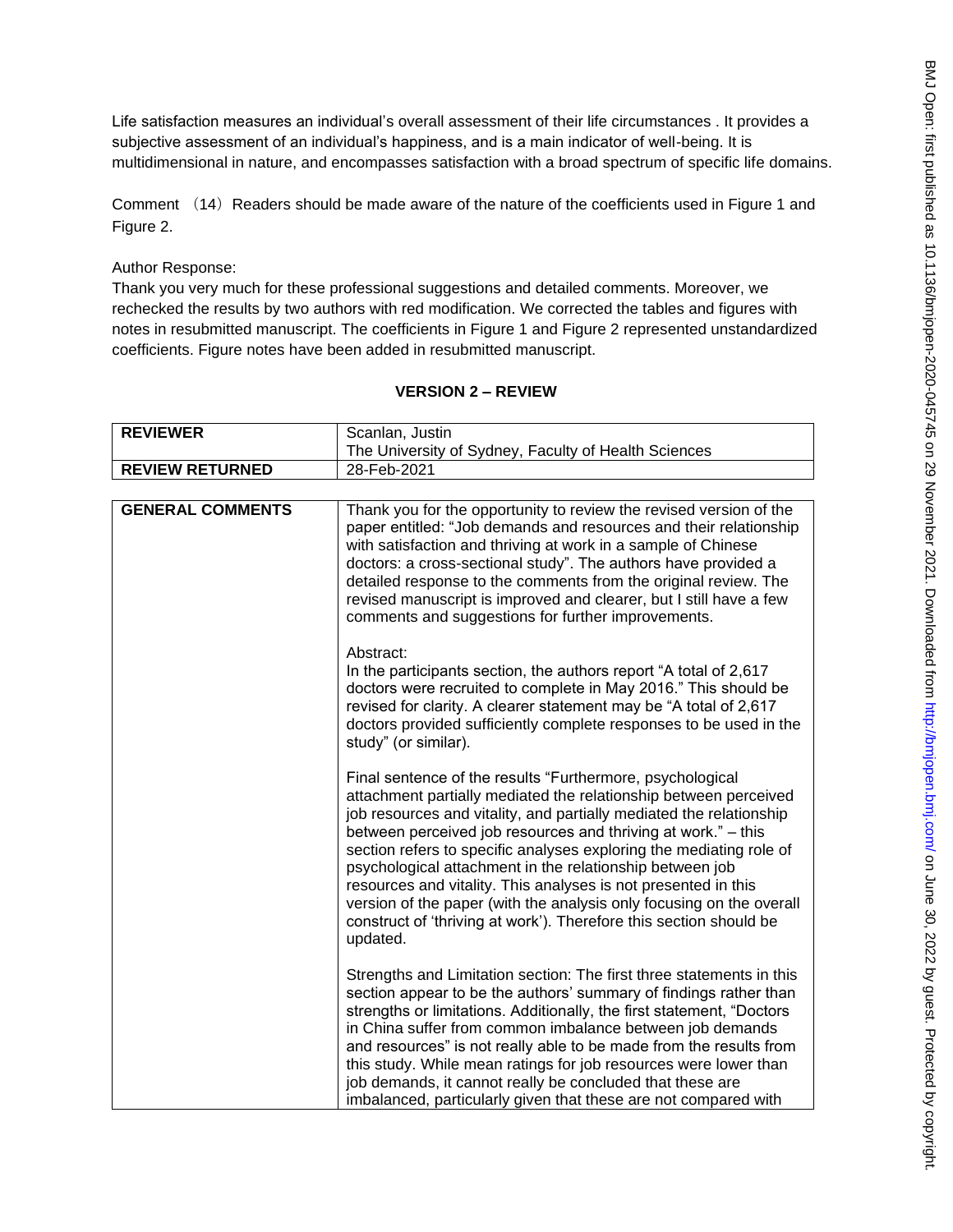Life satisfaction measures an individual's overall assessment of their life circumstances . It provides a subjective assessment of an individual's happiness, and is a main indicator of well-being. It is multidimensional in nature, and encompasses satisfaction with a broad spectrum of specific life domains.

Comment （14）Readers should be made aware of the nature of the coefficients used in Figure 1 and Figure 2.

Author Response:
Thank you very much for these professional suggestions and detailed comments. Moreover, we rechecked the results by two authors with red modification. We corrected the tables and figures with notes in resubmitted manuscript. The coefficients in Figure 1 and Figure 2 represented unstandardized coefficients. Figure notes have been added in resubmitted manuscript.

## VERSION 2 – REVIEW

| **REVIEWER** | Scanlan, Justin<br>The University of Sydney, Faculty of Health Sciences |
|---|---|
| **REVIEW RETURNED** | 28-Feb-2021 |

| **GENERAL COMMENTS** | Thank you for the opportunity to review the revised version of the paper entitled: "Job demands and resources and their relationship with satisfaction and thriving at work in a sample of Chinese doctors: a cross-sectional study". The authors have provided a detailed response to the comments from the original review. The revised manuscript is improved and clearer, but I still have a few comments and suggestions for further improvements.<br><br>Abstract:<br>In the participants section, the authors report "A total of 2,617 doctors were recruited to complete in May 2016." This should be revised for clarity. A clearer statement may be "A total of 2,617 doctors provided sufficiently complete responses to be used in the study" (or similar).<br><br>Final sentence of the results "Furthermore, psychological attachment partially mediated the relationship between perceived job resources and vitality, and partially mediated the relationship between perceived job resources and thriving at work." – this section refers to specific analyses exploring the mediating role of psychological attachment in the relationship between job resources and vitality. This analyses is not presented in this version of the paper (with the analysis only focusing on the overall construct of 'thriving at work'). Therefore this section should be updated.<br><br>Strengths and Limitation section: The first three statements in this section appear to be the authors' summary of findings rather than strengths or limitations. Additionally, the first statement, "Doctors in China suffer from common imbalance between job demands and resources" is not really able to be made from the results from this study. While mean ratings for job resources were lower than job demands, it cannot really be concluded that these are imbalanced, particularly given that these are not compared with |
|---|---|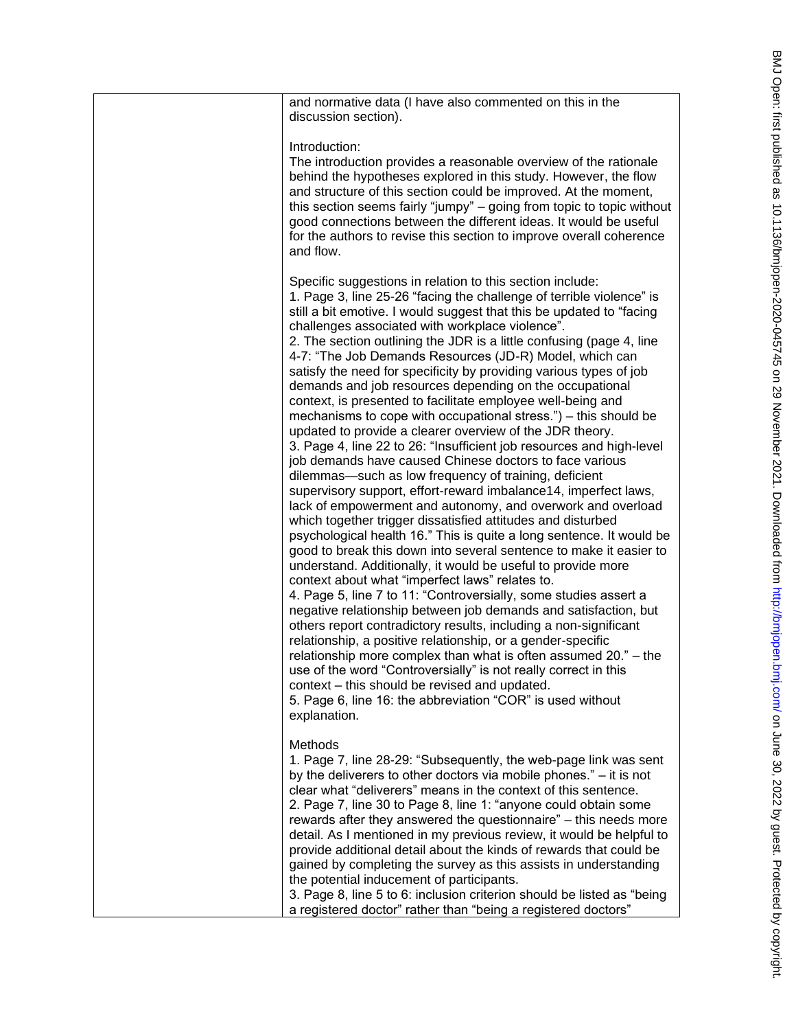and normative data (I have also commented on this in the discussion section).

Introduction:
The introduction provides a reasonable overview of the rationale behind the hypotheses explored in this study. However, the flow and structure of this section could be improved. At the moment, this section seems fairly "jumpy" – going from topic to topic without good connections between the different ideas. It would be useful for the authors to revise this section to improve overall coherence and flow.

Specific suggestions in relation to this section include:
1. Page 3, line 25-26 "facing the challenge of terrible violence" is still a bit emotive. I would suggest that this be updated to "facing challenges associated with workplace violence".
2. The section outlining the JDR is a little confusing (page 4, line 4-7: "The Job Demands Resources (JD-R) Model, which can satisfy the need for specificity by providing various types of job demands and job resources depending on the occupational context, is presented to facilitate employee well-being and mechanisms to cope with occupational stress.") – this should be updated to provide a clearer overview of the JDR theory.
3. Page 4, line 22 to 26: "Insufficient job resources and high-level job demands have caused Chinese doctors to face various dilemmas—such as low frequency of training, deficient supervisory support, effort-reward imbalance14, imperfect laws, lack of empowerment and autonomy, and overwork and overload which together trigger dissatisfied attitudes and disturbed psychological health 16." This is quite a long sentence. It would be good to break this down into several sentence to make it easier to understand. Additionally, it would be useful to provide more context about what "imperfect laws" relates to.
4. Page 5, line 7 to 11: "Controversially, some studies assert a negative relationship between job demands and satisfaction, but others report contradictory results, including a non-significant relationship, a positive relationship, or a gender-specific relationship more complex than what is often assumed 20." – the use of the word "Controversially" is not really correct in this context – this should be revised and updated.
5. Page 6, line 16: the abbreviation "COR" is used without explanation.

Methods
1. Page 7, line 28-29: "Subsequently, the web-page link was sent by the deliverers to other doctors via mobile phones." – it is not clear what "deliverers" means in the context of this sentence.
2. Page 7, line 30 to Page 8, line 1: "anyone could obtain some rewards after they answered the questionnaire" – this needs more detail. As I mentioned in my previous review, it would be helpful to provide additional detail about the kinds of rewards that could be gained by completing the survey as this assists in understanding the potential inducement of participants.
3. Page 8, line 5 to 6: inclusion criterion should be listed as "being a registered doctor" rather than "being a registered doctors"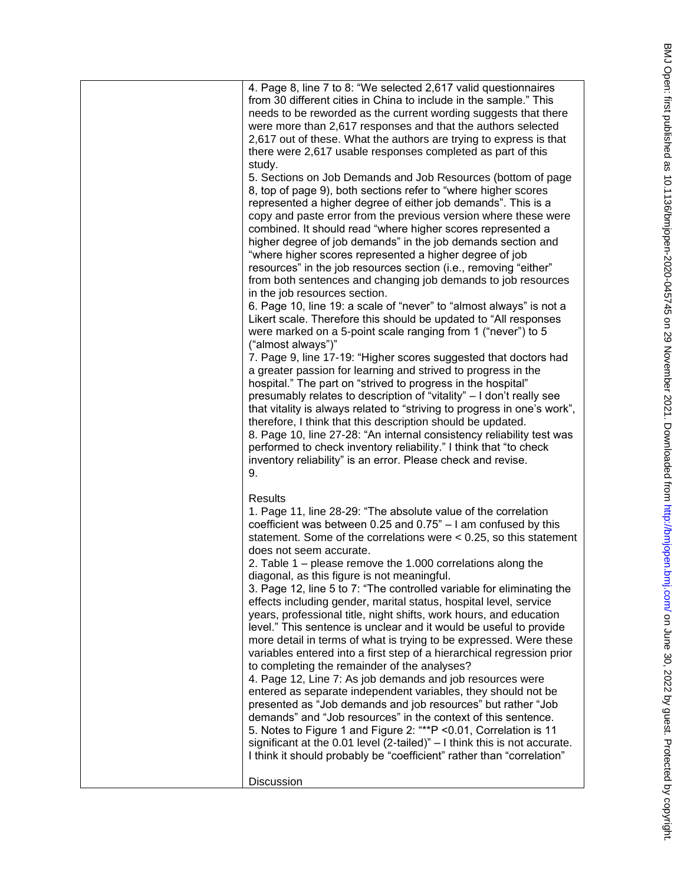4. Page 8, line 7 to 8: "We selected 2,617 valid questionnaires from 30 different cities in China to include in the sample." This needs to be reworded as the current wording suggests that there were more than 2,617 responses and that the authors selected 2,617 out of these. What the authors are trying to express is that there were 2,617 usable responses completed as part of this study.

5. Sections on Job Demands and Job Resources (bottom of page 8, top of page 9), both sections refer to "where higher scores represented a higher degree of either job demands". This is a copy and paste error from the previous version where these were combined. It should read "where higher scores represented a higher degree of job demands" in the job demands section and "where higher scores represented a higher degree of job resources" in the job resources section (i.e., removing "either" from both sentences and changing job demands to job resources in the job resources section.

6. Page 10, line 19: a scale of "never" to "almost always" is not a Likert scale. Therefore this should be updated to "All responses were marked on a 5-point scale ranging from 1 ("never") to 5 ("almost always")"

7. Page 9, line 17-19: "Higher scores suggested that doctors had a greater passion for learning and strived to progress in the hospital." The part on "strived to progress in the hospital" presumably relates to description of "vitality" – I don't really see that vitality is always related to "striving to progress in one's work", therefore, I think that this description should be updated.

8. Page 10, line 27-28: "An internal consistency reliability test was performed to check inventory reliability." I think that "to check inventory reliability" is an error. Please check and revise.

9.

Results

1. Page 11, line 28-29: "The absolute value of the correlation coefficient was between 0.25 and 0.75" – I am confused by this statement. Some of the correlations were < 0.25, so this statement does not seem accurate.

2. Table 1 – please remove the 1.000 correlations along the diagonal, as this figure is not meaningful.

3. Page 12, line 5 to 7: "The controlled variable for eliminating the effects including gender, marital status, hospital level, service years, professional title, night shifts, work hours, and education level." This sentence is unclear and it would be useful to provide more detail in terms of what is trying to be expressed. Were these variables entered into a first step of a hierarchical regression prior to completing the remainder of the analyses?

4. Page 12, Line 7: As job demands and job resources were entered as separate independent variables, they should not be presented as "Job demands and job resources" but rather "Job demands" and "Job resources" in the context of this sentence.

5. Notes to Figure 1 and Figure 2: "**P <0.01, Correlation is 11 significant at the 0.01 level (2-tailed)" – I think this is not accurate. I think it should probably be "coefficient" rather than "correlation"

Discussion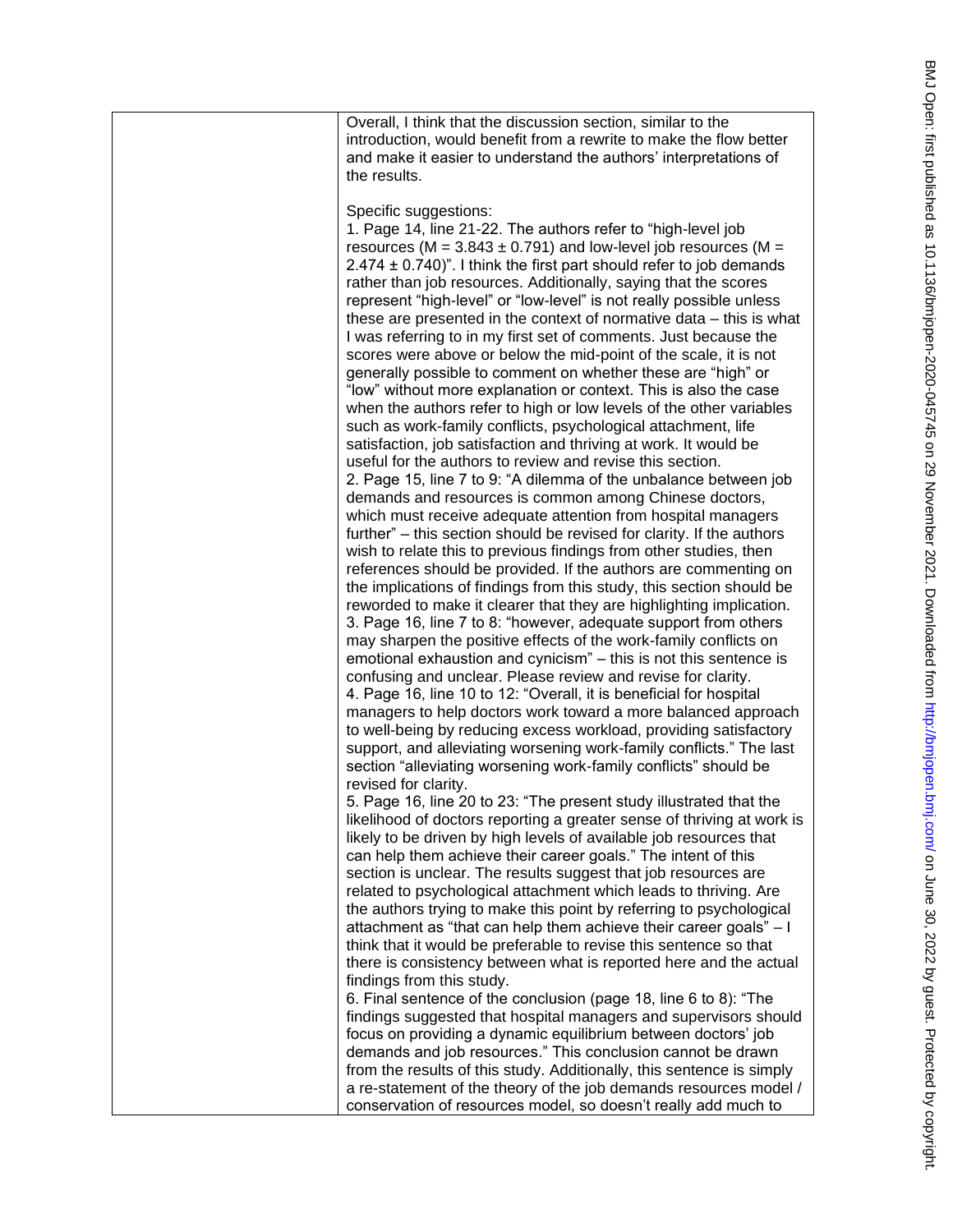Overall, I think that the discussion section, similar to the introduction, would benefit from a rewrite to make the flow better and make it easier to understand the authors' interpretations of the results.

Specific suggestions:

1. Page 14, line 21-22. The authors refer to "high-level job resources ($M = 3.843 \pm 0.791$) and low-level job resources ($M = 2.474 \pm 0.740$)". I think the first part should refer to job demands rather than job resources. Additionally, saying that the scores represent "high-level" or "low-level" is not really possible unless these are presented in the context of normative data – this is what I was referring to in my first set of comments. Just because the scores were above or below the mid-point of the scale, it is not generally possible to comment on whether these are "high" or "low" without more explanation or context. This is also the case when the authors refer to high or low levels of the other variables such as work-family conflicts, psychological attachment, life satisfaction, job satisfaction and thriving at work. It would be useful for the authors to review and revise this section.
2. Page 15, line 7 to 9: "A dilemma of the unbalance between job demands and resources is common among Chinese doctors, which must receive adequate attention from hospital managers further" – this section should be revised for clarity. If the authors wish to relate this to previous findings from other studies, then references should be provided. If the authors are commenting on the implications of findings from this study, this section should be reworded to make it clearer that they are highlighting implication.
3. Page 16, line 7 to 8: "however, adequate support from others may sharpen the positive effects of the work-family conflicts on emotional exhaustion and cynicism" – this is not this sentence is confusing and unclear. Please review and revise for clarity.
4. Page 16, line 10 to 12: "Overall, it is beneficial for hospital managers to help doctors work toward a more balanced approach to well-being by reducing excess workload, providing satisfactory support, and alleviating worsening work-family conflicts." The last section "alleviating worsening work-family conflicts" should be revised for clarity.
5. Page 16, line 20 to 23: "The present study illustrated that the likelihood of doctors reporting a greater sense of thriving at work is likely to be driven by high levels of available job resources that can help them achieve their career goals." The intent of this section is unclear. The results suggest that job resources are related to psychological attachment which leads to thriving. Are the authors trying to make this point by referring to psychological attachment as "that can help them achieve their career goals" – I think that it would be preferable to revise this sentence so that there is consistency between what is reported here and the actual findings from this study.
6. Final sentence of the conclusion (page 18, line 6 to 8): "The findings suggested that hospital managers and supervisors should focus on providing a dynamic equilibrium between doctors' job demands and job resources." This conclusion cannot be drawn from the results of this study. Additionally, this sentence is simply a re-statement of the theory of the job demands resources model / conservation of resources model, so doesn't really add much to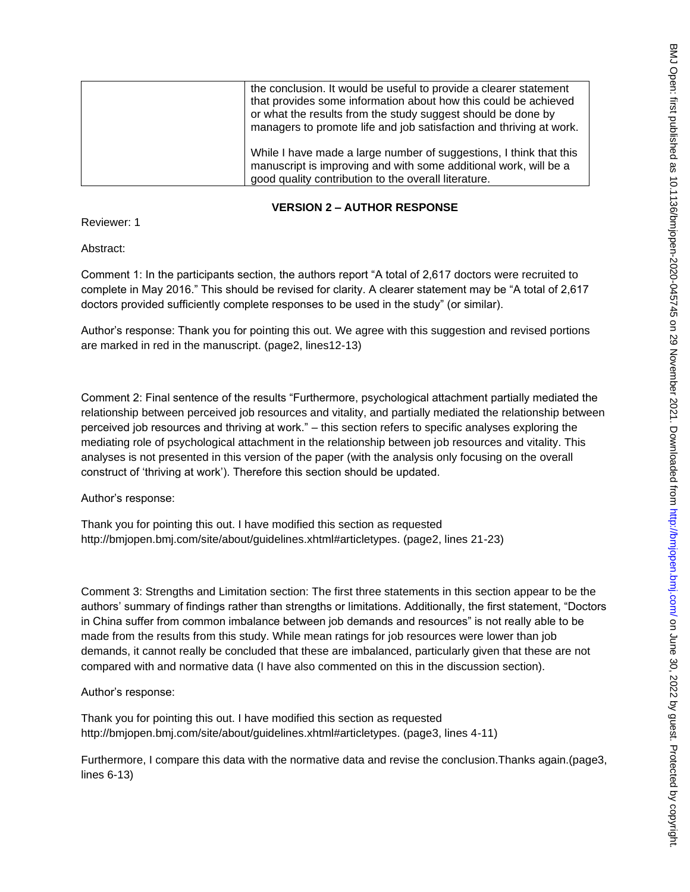| | the conclusion. It would be useful to provide a clearer statement that provides some information about how this could be achieved or what the results from the study suggest should be done by managers to promote life and job satisfaction and thriving at work.<br><br>While I have made a large number of suggestions, I think that this manuscript is improving and with some additional work, will be a good quality contribution to the overall literature. |
|---|---|

## VERSION 2 – AUTHOR RESPONSE

Reviewer: 1

Abstract:

Comment 1: In the participants section, the authors report “A total of 2,617 doctors were recruited to complete in May 2016.” This should be revised for clarity. A clearer statement may be “A total of 2,617 doctors provided sufficiently complete responses to be used in the study” (or similar).

Author’s response: Thank you for pointing this out. We agree with this suggestion and revised portions are marked in red in the manuscript. (page2, lines12-13)

Comment 2: Final sentence of the results “Furthermore, psychological attachment partially mediated the relationship between perceived job resources and vitality, and partially mediated the relationship between perceived job resources and thriving at work.” – this section refers to specific analyses exploring the mediating role of psychological attachment in the relationship between job resources and vitality. This analyses is not presented in this version of the paper (with the analysis only focusing on the overall construct of ‘thriving at work’). Therefore this section should be updated.

Author’s response:

Thank you for pointing this out. I have modified this section as requested http://bmjopen.bmj.com/site/about/guidelines.xhtml#articletypes. (page2, lines 21-23)

Comment 3: Strengths and Limitation section: The first three statements in this section appear to be the authors’ summary of findings rather than strengths or limitations. Additionally, the first statement, “Doctors in China suffer from common imbalance between job demands and resources” is not really able to be made from the results from this study. While mean ratings for job resources were lower than job demands, it cannot really be concluded that these are imbalanced, particularly given that these are not compared with and normative data (I have also commented on this in the discussion section).

Author’s response:

Thank you for pointing this out. I have modified this section as requested http://bmjopen.bmj.com/site/about/guidelines.xhtml#articletypes. (page3, lines 4-11)

Furthermore, I compare this data with the normative data and revise the conclusion.Thanks again.(page3, lines 6-13)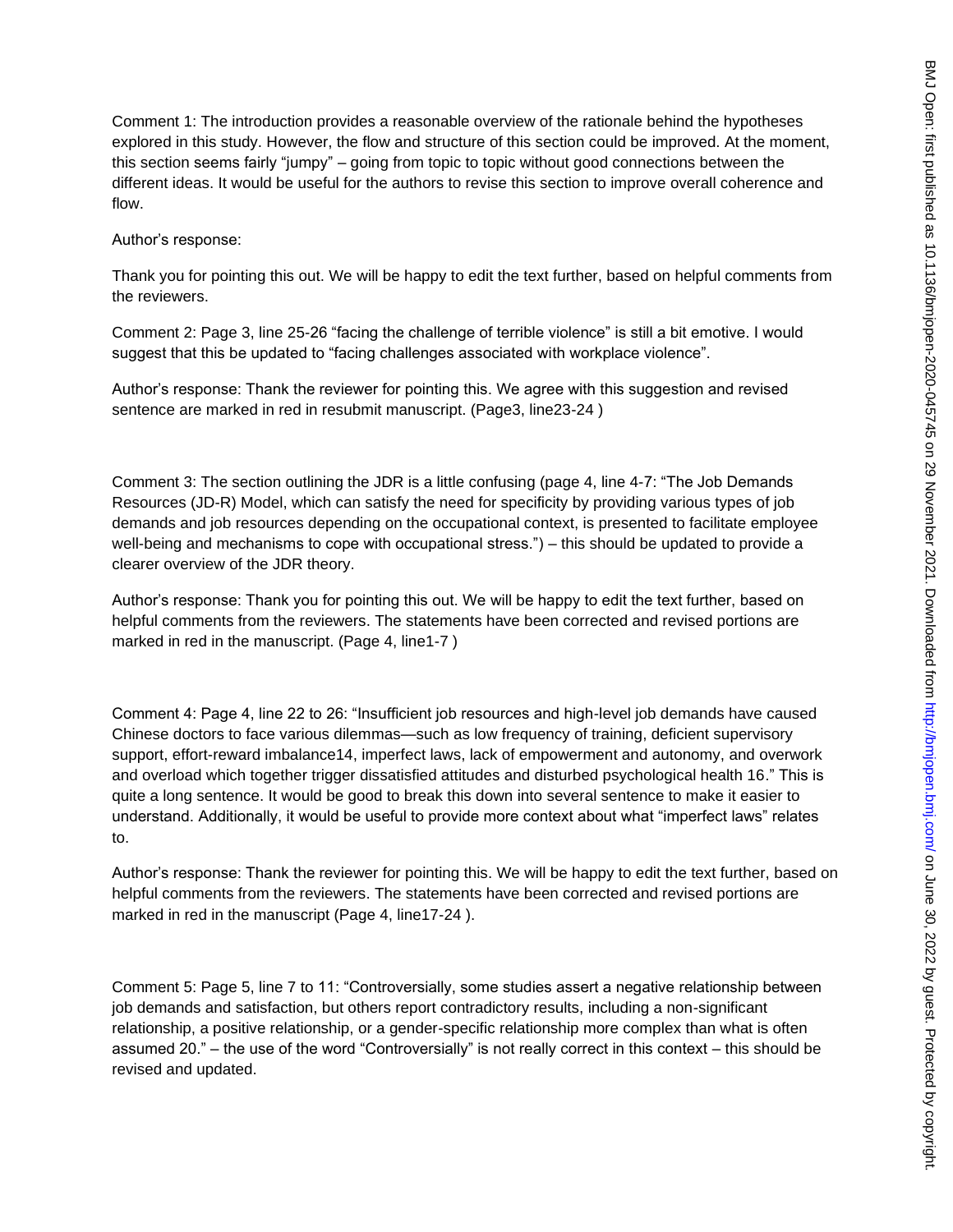Comment 1: The introduction provides a reasonable overview of the rationale behind the hypotheses explored in this study. However, the flow and structure of this section could be improved. At the moment, this section seems fairly "jumpy" – going from topic to topic without good connections between the different ideas. It would be useful for the authors to revise this section to improve overall coherence and flow.

Author's response:

Thank you for pointing this out. We will be happy to edit the text further, based on helpful comments from the reviewers.

Comment 2: Page 3, line 25-26 "facing the challenge of terrible violence" is still a bit emotive. I would suggest that this be updated to "facing challenges associated with workplace violence".

Author's response: Thank the reviewer for pointing this. We agree with this suggestion and revised sentence are marked in red in resubmit manuscript. (Page3, line23-24 )

Comment 3: The section outlining the JDR is a little confusing (page 4, line 4-7: "The Job Demands Resources (JD-R) Model, which can satisfy the need for specificity by providing various types of job demands and job resources depending on the occupational context, is presented to facilitate employee well-being and mechanisms to cope with occupational stress.") – this should be updated to provide a clearer overview of the JDR theory.

Author's response: Thank you for pointing this out. We will be happy to edit the text further, based on helpful comments from the reviewers. The statements have been corrected and revised portions are marked in red in the manuscript. (Page 4, line1-7 )

Comment 4: Page 4, line 22 to 26: "Insufficient job resources and high-level job demands have caused Chinese doctors to face various dilemmas—such as low frequency of training, deficient supervisory support, effort-reward imbalance14, imperfect laws, lack of empowerment and autonomy, and overwork and overload which together trigger dissatisfied attitudes and disturbed psychological health 16." This is quite a long sentence. It would be good to break this down into several sentence to make it easier to understand. Additionally, it would be useful to provide more context about what "imperfect laws" relates to.

Author's response: Thank the reviewer for pointing this. We will be happy to edit the text further, based on helpful comments from the reviewers. The statements have been corrected and revised portions are marked in red in the manuscript (Page 4, line17-24 ).

Comment 5: Page 5, line 7 to 11: "Controversially, some studies assert a negative relationship between job demands and satisfaction, but others report contradictory results, including a non-significant relationship, a positive relationship, or a gender-specific relationship more complex than what is often assumed 20." – the use of the word "Controversially" is not really correct in this context – this should be revised and updated.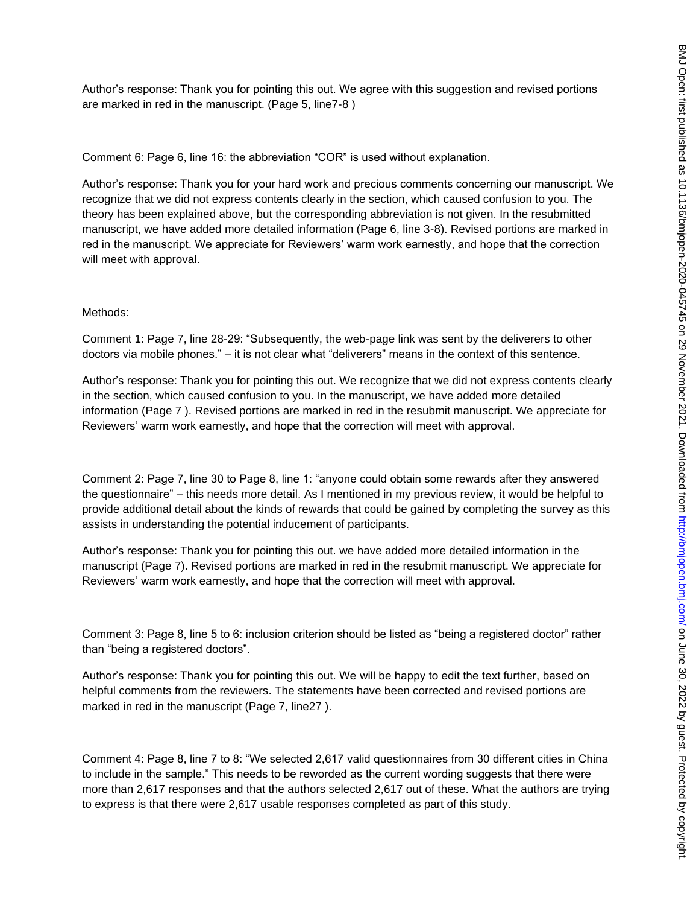Author's response: Thank you for pointing this out. We agree with this suggestion and revised portions are marked in red in the manuscript. (Page 5, line7-8 )

Comment 6: Page 6, line 16: the abbreviation "COR" is used without explanation.

Author's response: Thank you for your hard work and precious comments concerning our manuscript. We recognize that we did not express contents clearly in the section, which caused confusion to you. The theory has been explained above, but the corresponding abbreviation is not given. In the resubmitted manuscript, we have added more detailed information (Page 6, line 3-8). Revised portions are marked in red in the manuscript. We appreciate for Reviewers' warm work earnestly, and hope that the correction will meet with approval.

Methods:

Comment 1: Page 7, line 28-29: "Subsequently, the web-page link was sent by the deliverers to other doctors via mobile phones." – it is not clear what "deliverers" means in the context of this sentence.

Author's response: Thank you for pointing this out. We recognize that we did not express contents clearly in the section, which caused confusion to you. In the manuscript, we have added more detailed information (Page 7 ). Revised portions are marked in red in the resubmit manuscript. We appreciate for Reviewers' warm work earnestly, and hope that the correction will meet with approval.

Comment 2: Page 7, line 30 to Page 8, line 1: "anyone could obtain some rewards after they answered the questionnaire" – this needs more detail. As I mentioned in my previous review, it would be helpful to provide additional detail about the kinds of rewards that could be gained by completing the survey as this assists in understanding the potential inducement of participants.

Author's response: Thank you for pointing this out. we have added more detailed information in the manuscript (Page 7). Revised portions are marked in red in the resubmit manuscript. We appreciate for Reviewers' warm work earnestly, and hope that the correction will meet with approval.

Comment 3: Page 8, line 5 to 6: inclusion criterion should be listed as "being a registered doctor" rather than "being a registered doctors".

Author's response: Thank you for pointing this out. We will be happy to edit the text further, based on helpful comments from the reviewers. The statements have been corrected and revised portions are marked in red in the manuscript (Page 7, line27 ).

Comment 4: Page 8, line 7 to 8: "We selected 2,617 valid questionnaires from 30 different cities in China to include in the sample." This needs to be reworded as the current wording suggests that there were more than 2,617 responses and that the authors selected 2,617 out of these. What the authors are trying to express is that there were 2,617 usable responses completed as part of this study.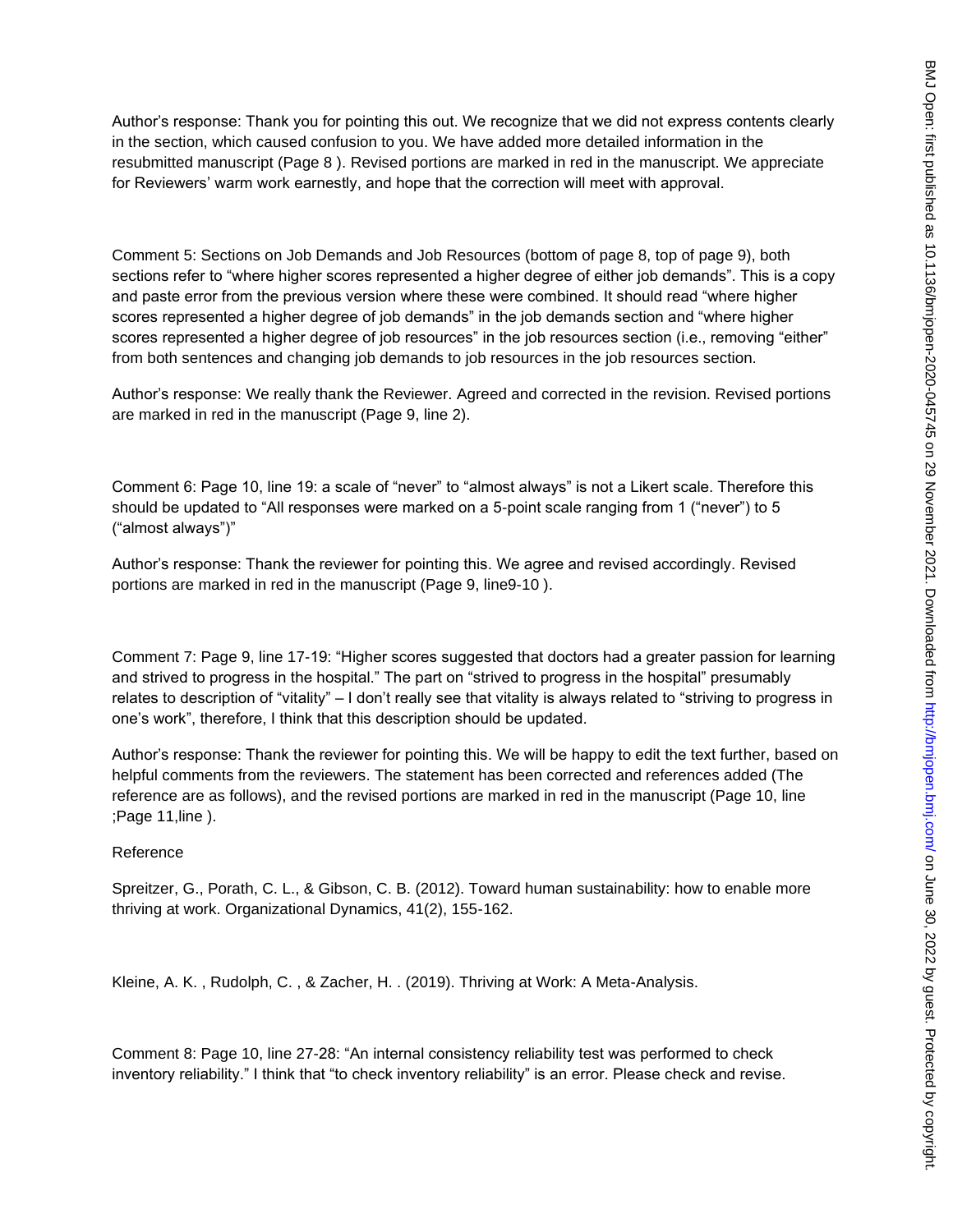Author's response: Thank you for pointing this out. We recognize that we did not express contents clearly in the section, which caused confusion to you. We have added more detailed information in the resubmitted manuscript (Page 8 ). Revised portions are marked in red in the manuscript. We appreciate for Reviewers' warm work earnestly, and hope that the correction will meet with approval.

Comment 5: Sections on Job Demands and Job Resources (bottom of page 8, top of page 9), both sections refer to "where higher scores represented a higher degree of either job demands". This is a copy and paste error from the previous version where these were combined. It should read "where higher scores represented a higher degree of job demands" in the job demands section and "where higher scores represented a higher degree of job resources" in the job resources section (i.e., removing "either" from both sentences and changing job demands to job resources in the job resources section.

Author's response: We really thank the Reviewer. Agreed and corrected in the revision. Revised portions are marked in red in the manuscript (Page 9, line 2).

Comment 6: Page 10, line 19: a scale of "never" to "almost always" is not a Likert scale. Therefore this should be updated to "All responses were marked on a 5-point scale ranging from 1 ("never") to 5 ("almost always")"

Author's response: Thank the reviewer for pointing this. We agree and revised accordingly. Revised portions are marked in red in the manuscript (Page 9, line9-10 ).

Comment 7: Page 9, line 17-19: "Higher scores suggested that doctors had a greater passion for learning and strived to progress in the hospital." The part on "strived to progress in the hospital" presumably relates to description of "vitality" – I don't really see that vitality is always related to "striving to progress in one's work", therefore, I think that this description should be updated.

Author's response: Thank the reviewer for pointing this. We will be happy to edit the text further, based on helpful comments from the reviewers. The statement has been corrected and references added (The reference are as follows), and the revised portions are marked in red in the manuscript (Page 10, line ;Page 11,line ).

Reference

Spreitzer, G., Porath, C. L., & Gibson, C. B. (2012). Toward human sustainability: how to enable more thriving at work. Organizational Dynamics, 41(2), 155-162.

Kleine, A. K. , Rudolph, C. , & Zacher, H. . (2019). Thriving at Work: A Meta-Analysis.

Comment 8: Page 10, line 27-28: "An internal consistency reliability test was performed to check inventory reliability." I think that "to check inventory reliability" is an error. Please check and revise.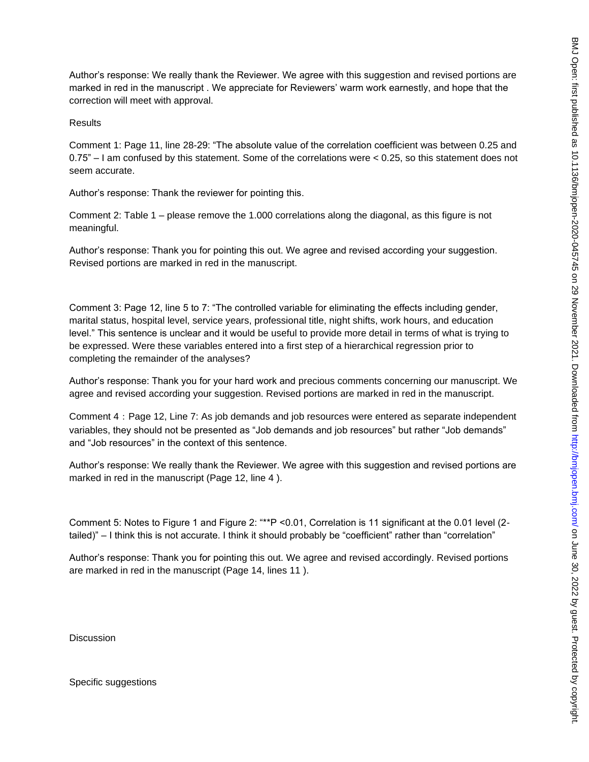Author's response: We really thank the Reviewer. We agree with this suggestion and revised portions are marked in red in the manuscript . We appreciate for Reviewers' warm work earnestly, and hope that the correction will meet with approval.

Results

Comment 1: Page 11, line 28-29: "The absolute value of the correlation coefficient was between 0.25 and 0.75" – I am confused by this statement. Some of the correlations were < 0.25, so this statement does not seem accurate.

Author's response: Thank the reviewer for pointing this.

Comment 2: Table 1 – please remove the 1.000 correlations along the diagonal, as this figure is not meaningful.

Author's response: Thank you for pointing this out. We agree and revised according your suggestion. Revised portions are marked in red in the manuscript.

Comment 3: Page 12, line 5 to 7: "The controlled variable for eliminating the effects including gender, marital status, hospital level, service years, professional title, night shifts, work hours, and education level." This sentence is unclear and it would be useful to provide more detail in terms of what is trying to be expressed. Were these variables entered into a first step of a hierarchical regression prior to completing the remainder of the analyses?

Author's response: Thank you for your hard work and precious comments concerning our manuscript. We agree and revised according your suggestion. Revised portions are marked in red in the manuscript.

Comment 4：Page 12, Line 7: As job demands and job resources were entered as separate independent variables, they should not be presented as "Job demands and job resources" but rather "Job demands" and "Job resources" in the context of this sentence.

Author's response: We really thank the Reviewer. We agree with this suggestion and revised portions are marked in red in the manuscript (Page 12, line 4 ).

Comment 5: Notes to Figure 1 and Figure 2: "**P <0.01, Correlation is 11 significant at the 0.01 level (2-tailed)" – I think this is not accurate. I think it should probably be "coefficient" rather than "correlation"

Author's response: Thank you for pointing this out. We agree and revised accordingly. Revised portions are marked in red in the manuscript (Page 14, lines 11 ).

Discussion

Specific suggestions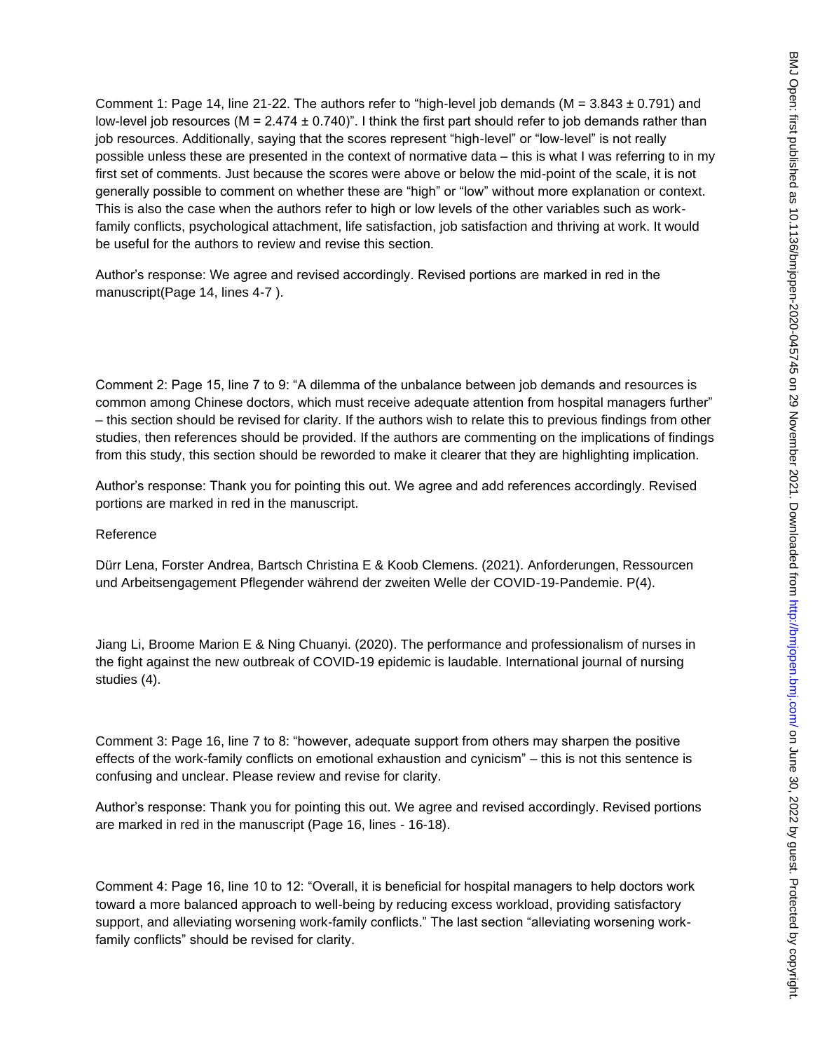Comment 1: Page 14, line 21-22. The authors refer to "high-level job demands ($M = 3.843 \pm 0.791$) and low-level job resources ($M = 2.474 \pm 0.740$)". I think the first part should refer to job demands rather than job resources. Additionally, saying that the scores represent "high-level" or "low-level" is not really possible unless these are presented in the context of normative data – this is what I was referring to in my first set of comments. Just because the scores were above or below the mid-point of the scale, it is not generally possible to comment on whether these are "high" or "low" without more explanation or context. This is also the case when the authors refer to high or low levels of the other variables such as work-family conflicts, psychological attachment, life satisfaction, job satisfaction and thriving at work. It would be useful for the authors to review and revise this section.

Author's response: We agree and revised accordingly. Revised portions are marked in red in the manuscript(Page 14, lines 4-7 ).

Comment 2: Page 15, line 7 to 9: "A dilemma of the unbalance between job demands and resources is common among Chinese doctors, which must receive adequate attention from hospital managers further" – this section should be revised for clarity. If the authors wish to relate this to previous findings from other studies, then references should be provided. If the authors are commenting on the implications of findings from this study, this section should be reworded to make it clearer that they are highlighting implication.

Author's response: Thank you for pointing this out. We agree and add references accordingly. Revised portions are marked in red in the manuscript.

Reference

Dürr Lena, Forster Andrea, Bartsch Christina E & Koob Clemens. (2021). Anforderungen, Ressourcen und Arbeitsengagement Pflegender während der zweiten Welle der COVID-19-Pandemie. P(4).

Jiang Li, Broome Marion E & Ning Chuanyi. (2020). The performance and professionalism of nurses in the fight against the new outbreak of COVID-19 epidemic is laudable. International journal of nursing studies (4).

Comment 3: Page 16, line 7 to 8: "however, adequate support from others may sharpen the positive effects of the work-family conflicts on emotional exhaustion and cynicism" – this is not this sentence is confusing and unclear. Please review and revise for clarity.

Author's response: Thank you for pointing this out. We agree and revised accordingly. Revised portions are marked in red in the manuscript (Page 16, lines - 16-18).

Comment 4: Page 16, line 10 to 12: "Overall, it is beneficial for hospital managers to help doctors work toward a more balanced approach to well-being by reducing excess workload, providing satisfactory support, and alleviating worsening work-family conflicts." The last section "alleviating worsening work-family conflicts" should be revised for clarity.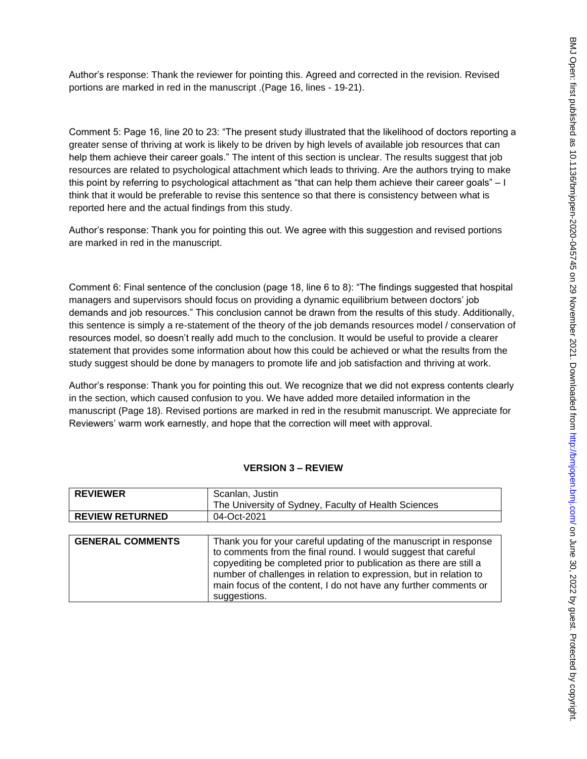Author's response: Thank the reviewer for pointing this. Agreed and corrected in the revision. Revised portions are marked in red in the manuscript .(Page 16, lines - 19-21).

Comment 5: Page 16, line 20 to 23: "The present study illustrated that the likelihood of doctors reporting a greater sense of thriving at work is likely to be driven by high levels of available job resources that can help them achieve their career goals." The intent of this section is unclear. The results suggest that job resources are related to psychological attachment which leads to thriving. Are the authors trying to make this point by referring to psychological attachment as "that can help them achieve their career goals" – I think that it would be preferable to revise this sentence so that there is consistency between what is reported here and the actual findings from this study.

Author's response: Thank you for pointing this out. We agree with this suggestion and revised portions are marked in red in the manuscript.

Comment 6: Final sentence of the conclusion (page 18, line 6 to 8): "The findings suggested that hospital managers and supervisors should focus on providing a dynamic equilibrium between doctors' job demands and job resources." This conclusion cannot be drawn from the results of this study. Additionally, this sentence is simply a re-statement of the theory of the job demands resources model / conservation of resources model, so doesn't really add much to the conclusion. It would be useful to provide a clearer statement that provides some information about how this could be achieved or what the results from the study suggest should be done by managers to promote life and job satisfaction and thriving at work.

Author's response: Thank you for pointing this out. We recognize that we did not express contents clearly in the section, which caused confusion to you. We have added more detailed information in the manuscript (Page 18). Revised portions are marked in red in the resubmit manuscript. We appreciate for Reviewers' warm work earnestly, and hope that the correction will meet with approval.

## VERSION 3 – REVIEW

| | |
|---|---|
| **REVIEWER** | Scanlan, Justin<br>The University of Sydney, Faculty of Health Sciences |
| **REVIEW RETURNED** | 04-Oct-2021 |

| | |
|---|---|
| **GENERAL COMMENTS** | Thank you for your careful updating of the manuscript in response to comments from the final round. I would suggest that careful copyediting be completed prior to publication as there are still a number of challenges in relation to expression, but in relation to main focus of the content, I do not have any further comments or suggestions. |